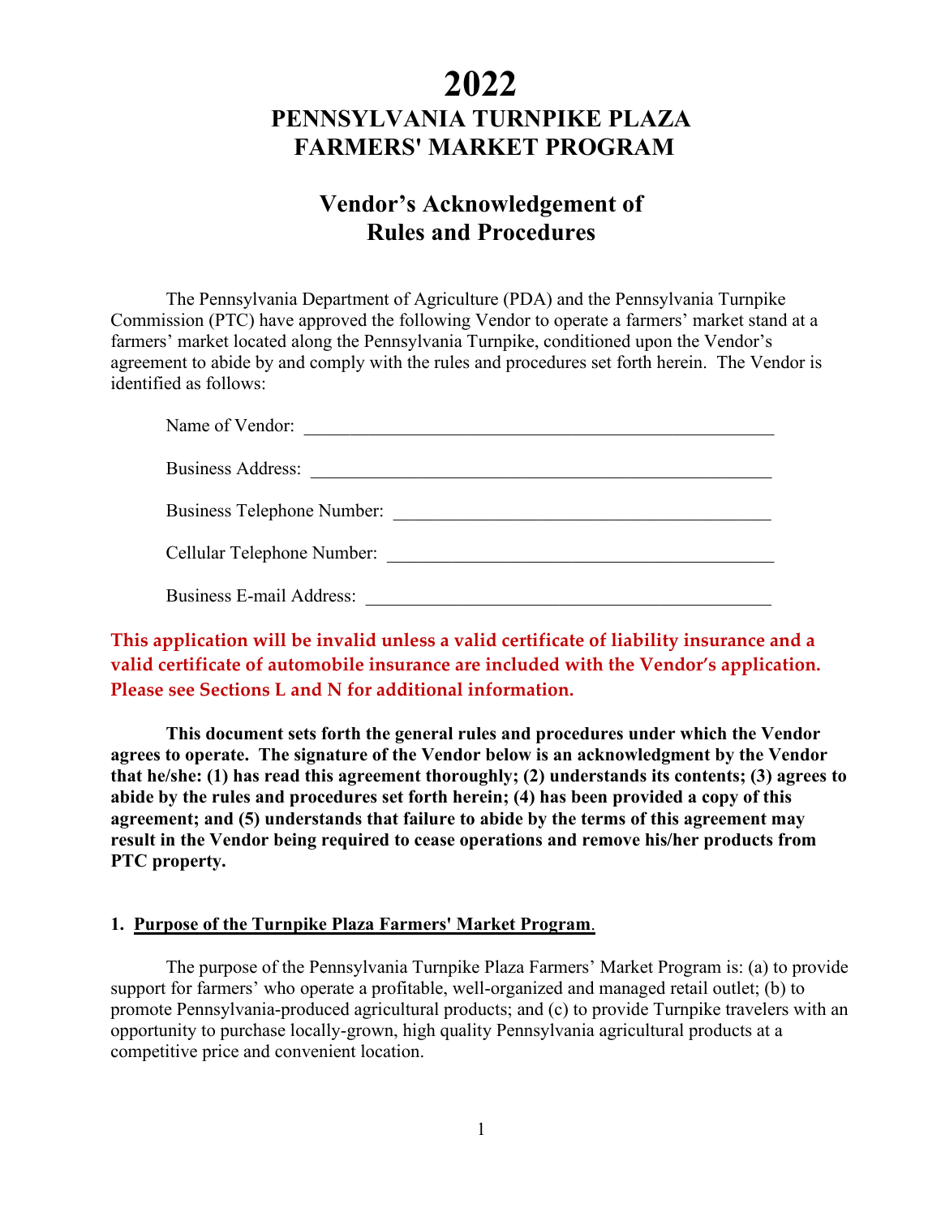# 2022

## PENNSYLVANIA TURNPIKE PLAZA FARMERS' MARKET PROGRAM

## Vendor's Acknowledgement of Rules and Procedures

The Pennsylvania Department of Agriculture (PDA) and the Pennsylvania Turnpike Commission (PTC) have approved the following Vendor to operate a farmers' market stand at a farmers' market located along the Pennsylvania Turnpike, conditioned upon the Vendor's agreement to abide by and comply with the rules and procedures set forth herein. The Vendor is identified as follows:

Name of Vendor: ____________________________________________________

Business Address: __________________________________________________

Business Telephone Number: __________________________________________

Cellular Telephone Number: __________________________________________

Business E-mail Address: ____________________________________________

**This application will be invalid unless a valid certificate of liability insurance and a valid certificate of automobile insurance are included with the Vendor's application. Please see Sections L and N for additional information.**

**This document sets forth the general rules and procedures under which the Vendor agrees to operate. The signature of the Vendor below is an acknowledgment by the Vendor that he/she: (1) has read this agreement thoroughly; (2) understands its contents; (3) agrees to abide by the rules and procedures set forth herein; (4) has been provided a copy of this agreement; and (5) understands that failure to abide by the terms of this agreement may result in the Vendor being required to cease operations and remove his/her products from PTC property.**

### 1. Purpose of the Turnpike Plaza Farmers' Market Program.

The purpose of the Pennsylvania Turnpike Plaza Farmers' Market Program is: (a) to provide support for farmers' who operate a profitable, well-organized and managed retail outlet; (b) to promote Pennsylvania-produced agricultural products; and (c) to provide Turnpike travelers with an opportunity to purchase locally-grown, high quality Pennsylvania agricultural products at a competitive price and convenient location.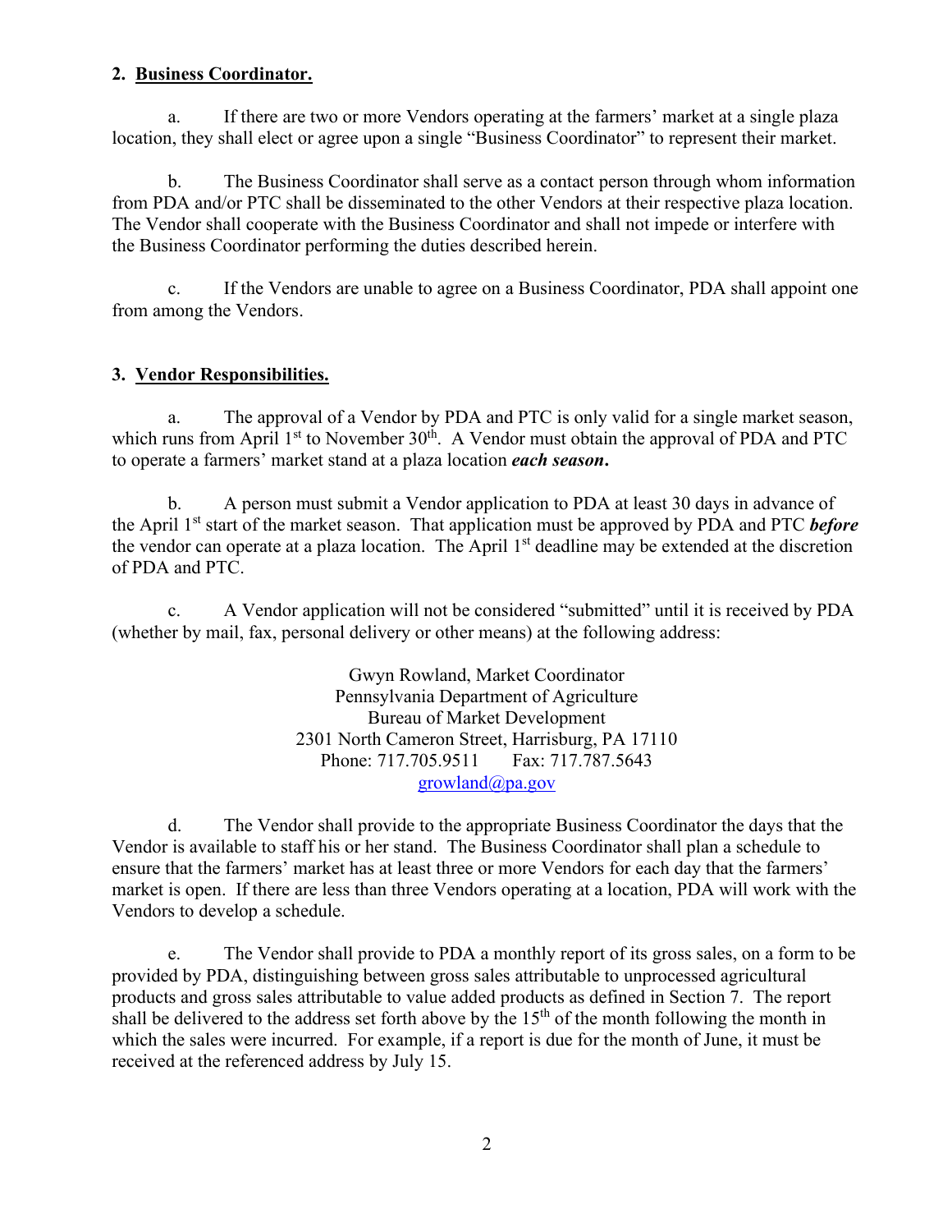## 2. Business Coordinator.

a. If there are two or more Vendors operating at the farmers' market at a single plaza location, they shall elect or agree upon a single "Business Coordinator" to represent their market.

b. The Business Coordinator shall serve as a contact person through whom information from PDA and/or PTC shall be disseminated to the other Vendors at their respective plaza location. The Vendor shall cooperate with the Business Coordinator and shall not impede or interfere with the Business Coordinator performing the duties described herein.

c. If the Vendors are unable to agree on a Business Coordinator, PDA shall appoint one from among the Vendors.

## 3. Vendor Responsibilities.

a. The approval of a Vendor by PDA and PTC is only valid for a single market season, which runs from April 1st to November 30th. A Vendor must obtain the approval of PDA and PTC to operate a farmers' market stand at a plaza location ***each season*.**

b. A person must submit a Vendor application to PDA at least 30 days in advance of the April 1st start of the market season. That application must be approved by PDA and PTC ***before*** the vendor can operate at a plaza location. The April 1st deadline may be extended at the discretion of PDA and PTC.

c. A Vendor application will not be considered "submitted" until it is received by PDA (whether by mail, fax, personal delivery or other means) at the following address:

Gwyn Rowland, Market Coordinator  
Pennsylvania Department of Agriculture  
Bureau of Market Development  
2301 North Cameron Street, Harrisburg, PA 17110  
Phone: 717.705.9511 Fax: 717.787.5643  
growland@pa.gov

d. The Vendor shall provide to the appropriate Business Coordinator the days that the Vendor is available to staff his or her stand. The Business Coordinator shall plan a schedule to ensure that the farmers' market has at least three or more Vendors for each day that the farmers' market is open. If there are less than three Vendors operating at a location, PDA will work with the Vendors to develop a schedule.

e. The Vendor shall provide to PDA a monthly report of its gross sales, on a form to be provided by PDA, distinguishing between gross sales attributable to unprocessed agricultural products and gross sales attributable to value added products as defined in Section 7. The report shall be delivered to the address set forth above by the 15th of the month following the month in which the sales were incurred. For example, if a report is due for the month of June, it must be received at the referenced address by July 15.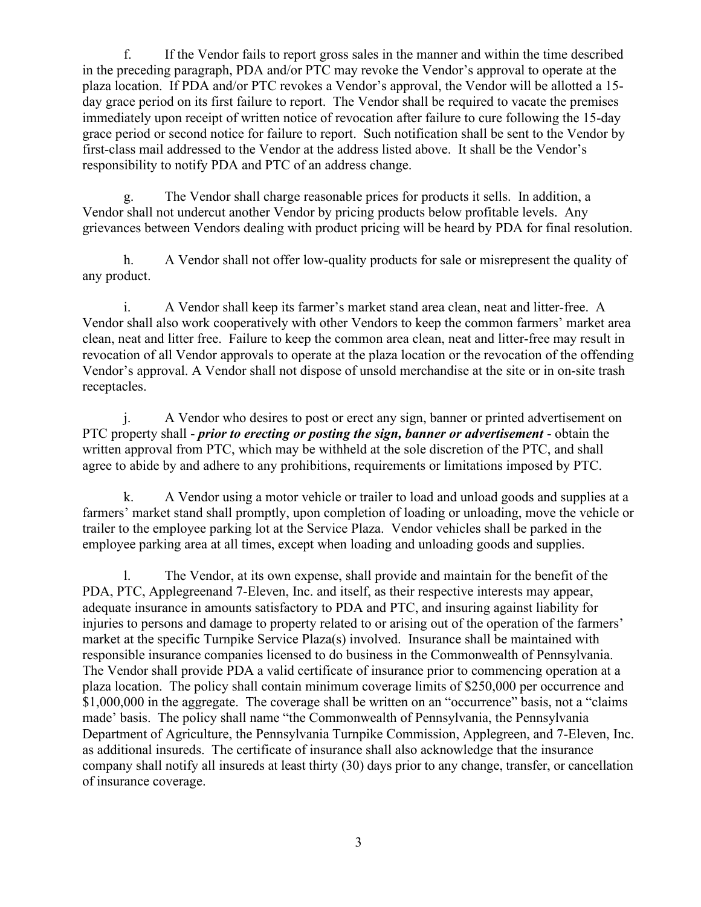f. If the Vendor fails to report gross sales in the manner and within the time described in the preceding paragraph, PDA and/or PTC may revoke the Vendor's approval to operate at the plaza location. If PDA and/or PTC revokes a Vendor's approval, the Vendor will be allotted a 15-day grace period on its first failure to report. The Vendor shall be required to vacate the premises immediately upon receipt of written notice of revocation after failure to cure following the 15-day grace period or second notice for failure to report. Such notification shall be sent to the Vendor by first-class mail addressed to the Vendor at the address listed above. It shall be the Vendor's responsibility to notify PDA and PTC of an address change.

g. The Vendor shall charge reasonable prices for products it sells. In addition, a Vendor shall not undercut another Vendor by pricing products below profitable levels. Any grievances between Vendors dealing with product pricing will be heard by PDA for final resolution.

h. A Vendor shall not offer low-quality products for sale or misrepresent the quality of any product.

i. A Vendor shall keep its farmer's market stand area clean, neat and litter-free. A Vendor shall also work cooperatively with other Vendors to keep the common farmers' market area clean, neat and litter free. Failure to keep the common area clean, neat and litter-free may result in revocation of all Vendor approvals to operate at the plaza location or the revocation of the offending Vendor's approval. A Vendor shall not dispose of unsold merchandise at the site or in on-site trash receptacles.

j. A Vendor who desires to post or erect any sign, banner or printed advertisement on PTC property shall - ***prior to erecting or posting the sign, banner or advertisement*** - obtain the written approval from PTC, which may be withheld at the sole discretion of the PTC, and shall agree to abide by and adhere to any prohibitions, requirements or limitations imposed by PTC.

k. A Vendor using a motor vehicle or trailer to load and unload goods and supplies at a farmers' market stand shall promptly, upon completion of loading or unloading, move the vehicle or trailer to the employee parking lot at the Service Plaza. Vendor vehicles shall be parked in the employee parking area at all times, except when loading and unloading goods and supplies.

l. The Vendor, at its own expense, shall provide and maintain for the benefit of the PDA, PTC, Applegreenand 7-Eleven, Inc. and itself, as their respective interests may appear, adequate insurance in amounts satisfactory to PDA and PTC, and insuring against liability for injuries to persons and damage to property related to or arising out of the operation of the farmers' market at the specific Turnpike Service Plaza(s) involved. Insurance shall be maintained with responsible insurance companies licensed to do business in the Commonwealth of Pennsylvania. The Vendor shall provide PDA a valid certificate of insurance prior to commencing operation at a plaza location. The policy shall contain minimum coverage limits of $250,000 per occurrence and $1,000,000 in the aggregate. The coverage shall be written on an "occurrence" basis, not a "claims made' basis. The policy shall name "the Commonwealth of Pennsylvania, the Pennsylvania Department of Agriculture, the Pennsylvania Turnpike Commission, Applegreen, and 7-Eleven, Inc. as additional insureds. The certificate of insurance shall also acknowledge that the insurance company shall notify all insureds at least thirty (30) days prior to any change, transfer, or cancellation of insurance coverage.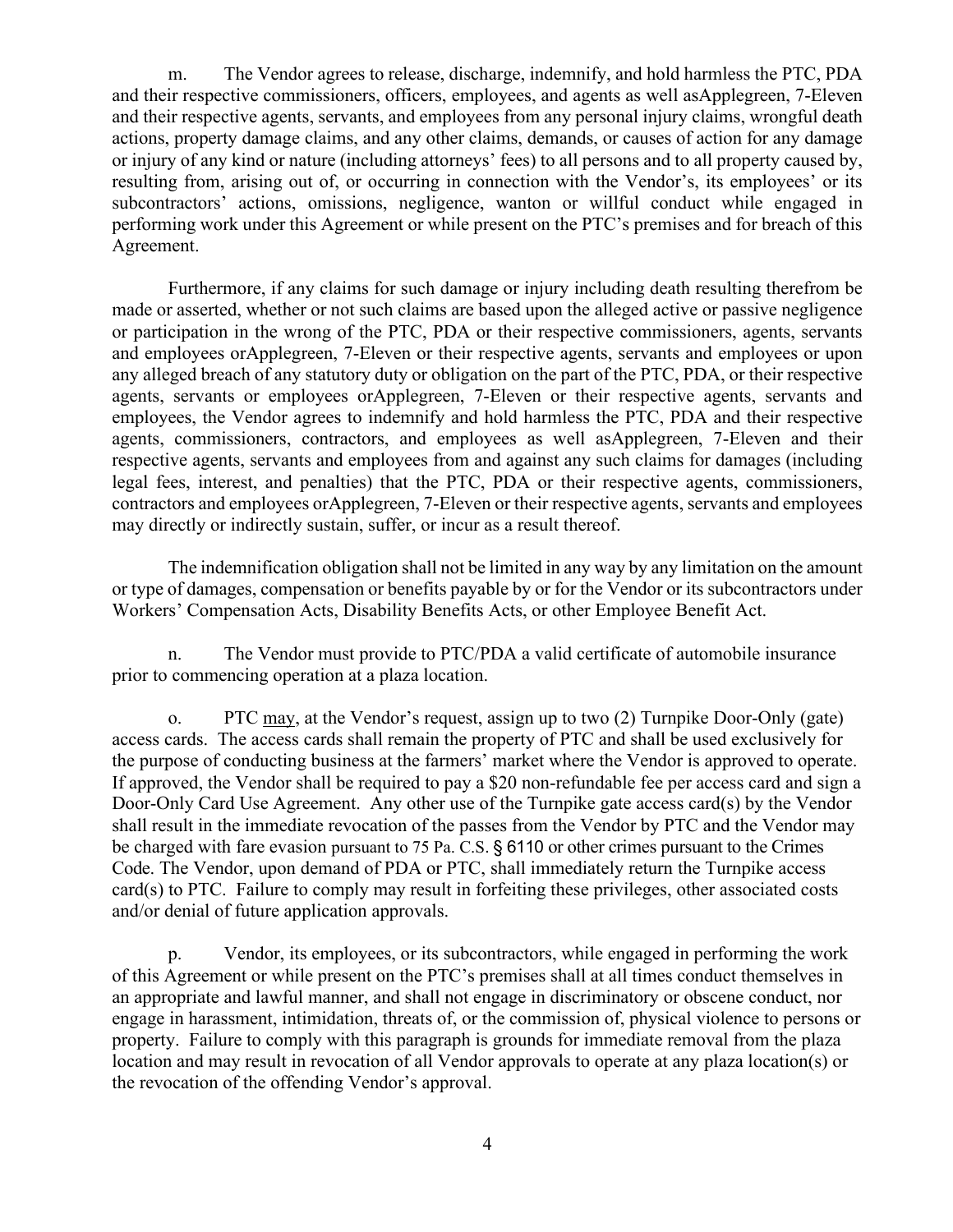m. The Vendor agrees to release, discharge, indemnify, and hold harmless the PTC, PDA and their respective commissioners, officers, employees, and agents as well asApplegreen, 7-Eleven and their respective agents, servants, and employees from any personal injury claims, wrongful death actions, property damage claims, and any other claims, demands, or causes of action for any damage or injury of any kind or nature (including attorneys' fees) to all persons and to all property caused by, resulting from, arising out of, or occurring in connection with the Vendor's, its employees' or its subcontractors' actions, omissions, negligence, wanton or willful conduct while engaged in performing work under this Agreement or while present on the PTC's premises and for breach of this Agreement.

Furthermore, if any claims for such damage or injury including death resulting therefrom be made or asserted, whether or not such claims are based upon the alleged active or passive negligence or participation in the wrong of the PTC, PDA or their respective commissioners, agents, servants and employees orApplegreen, 7-Eleven or their respective agents, servants and employees or upon any alleged breach of any statutory duty or obligation on the part of the PTC, PDA, or their respective agents, servants or employees orApplegreen, 7-Eleven or their respective agents, servants and employees, the Vendor agrees to indemnify and hold harmless the PTC, PDA and their respective agents, commissioners, contractors, and employees as well asApplegreen, 7-Eleven and their respective agents, servants and employees from and against any such claims for damages (including legal fees, interest, and penalties) that the PTC, PDA or their respective agents, commissioners, contractors and employees orApplegreen, 7-Eleven or their respective agents, servants and employees may directly or indirectly sustain, suffer, or incur as a result thereof.

The indemnification obligation shall not be limited in any way by any limitation on the amount or type of damages, compensation or benefits payable by or for the Vendor or its subcontractors under Workers' Compensation Acts, Disability Benefits Acts, or other Employee Benefit Act.

n. The Vendor must provide to PTC/PDA a valid certificate of automobile insurance prior to commencing operation at a plaza location.

o. PTC may, at the Vendor's request, assign up to two (2) Turnpike Door-Only (gate) access cards. The access cards shall remain the property of PTC and shall be used exclusively for the purpose of conducting business at the farmers' market where the Vendor is approved to operate. If approved, the Vendor shall be required to pay a $20 non-refundable fee per access card and sign a Door-Only Card Use Agreement. Any other use of the Turnpike gate access card(s) by the Vendor shall result in the immediate revocation of the passes from the Vendor by PTC and the Vendor may be charged with fare evasion pursuant to 75 Pa. C.S. § 6110 or other crimes pursuant to the Crimes Code. The Vendor, upon demand of PDA or PTC, shall immediately return the Turnpike access card(s) to PTC. Failure to comply may result in forfeiting these privileges, other associated costs and/or denial of future application approvals.

p. Vendor, its employees, or its subcontractors, while engaged in performing the work of this Agreement or while present on the PTC's premises shall at all times conduct themselves in an appropriate and lawful manner, and shall not engage in discriminatory or obscene conduct, nor engage in harassment, intimidation, threats of, or the commission of, physical violence to persons or property. Failure to comply with this paragraph is grounds for immediate removal from the plaza location and may result in revocation of all Vendor approvals to operate at any plaza location(s) or the revocation of the offending Vendor's approval.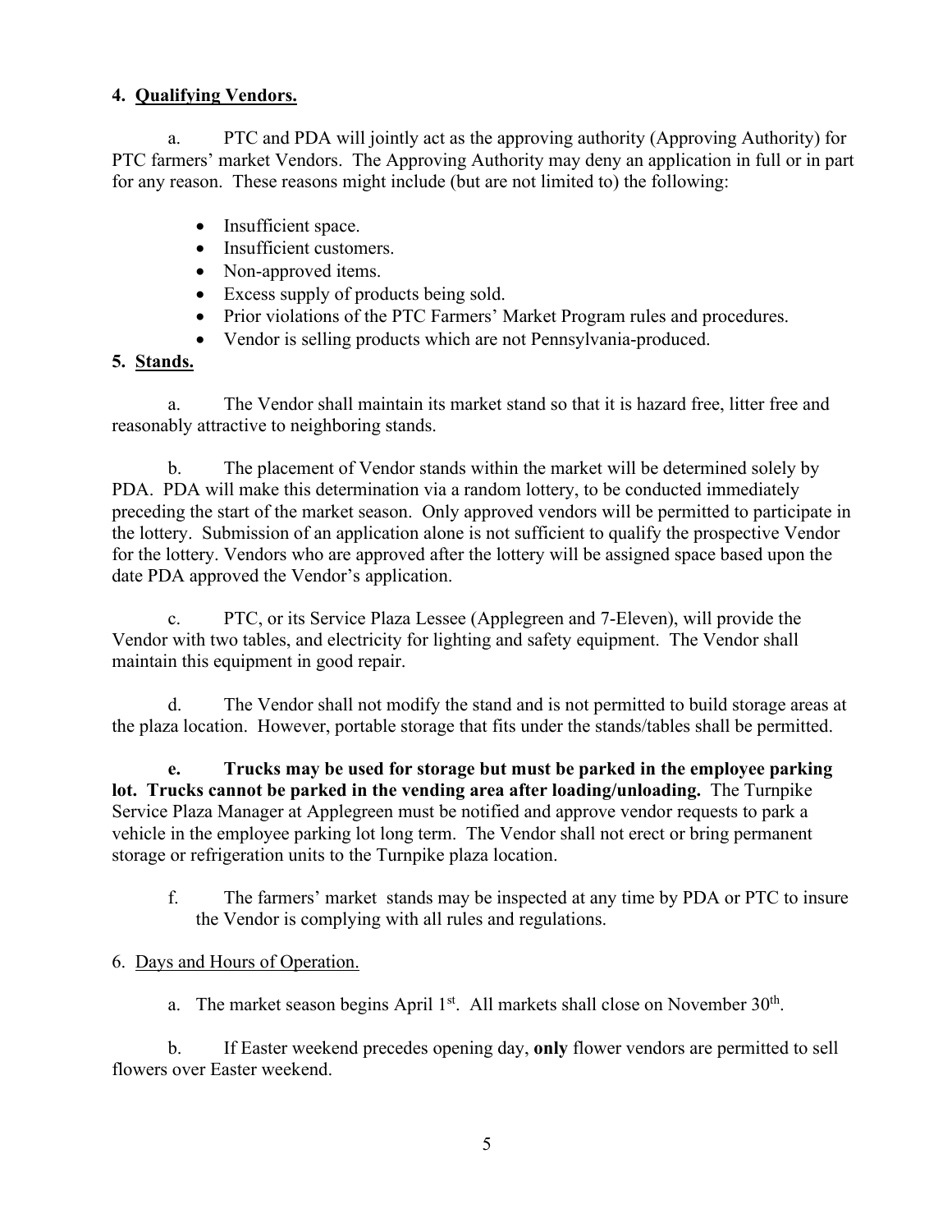## 4. Qualifying Vendors.

a. PTC and PDA will jointly act as the approving authority (Approving Authority) for PTC farmers' market Vendors. The Approving Authority may deny an application in full or in part for any reason. These reasons might include (but are not limited to) the following:

- Insufficient space.
- Insufficient customers.
- Non-approved items.
- Excess supply of products being sold.
- Prior violations of the PTC Farmers' Market Program rules and procedures.
- Vendor is selling products which are not Pennsylvania-produced.

## 5. Stands.

a. The Vendor shall maintain its market stand so that it is hazard free, litter free and reasonably attractive to neighboring stands.

b. The placement of Vendor stands within the market will be determined solely by PDA. PDA will make this determination via a random lottery, to be conducted immediately preceding the start of the market season. Only approved vendors will be permitted to participate in the lottery. Submission of an application alone is not sufficient to qualify the prospective Vendor for the lottery. Vendors who are approved after the lottery will be assigned space based upon the date PDA approved the Vendor's application.

c. PTC, or its Service Plaza Lessee (Applegreen and 7-Eleven), will provide the Vendor with two tables, and electricity for lighting and safety equipment. The Vendor shall maintain this equipment in good repair.

d. The Vendor shall not modify the stand and is not permitted to build storage areas at the plaza location. However, portable storage that fits under the stands/tables shall be permitted.

**e. Trucks may be used for storage but must be parked in the employee parking lot. Trucks cannot be parked in the vending area after loading/unloading.** The Turnpike Service Plaza Manager at Applegreen must be notified and approve vendor requests to park a vehicle in the employee parking lot long term. The Vendor shall not erect or bring permanent storage or refrigeration units to the Turnpike plaza location.

f. The farmers' market stands may be inspected at any time by PDA or PTC to insure the Vendor is complying with all rules and regulations.

## 6. Days and Hours of Operation.

a. The market season begins April 1st. All markets shall close on November 30th.

b. If Easter weekend precedes opening day, **only** flower vendors are permitted to sell flowers over Easter weekend.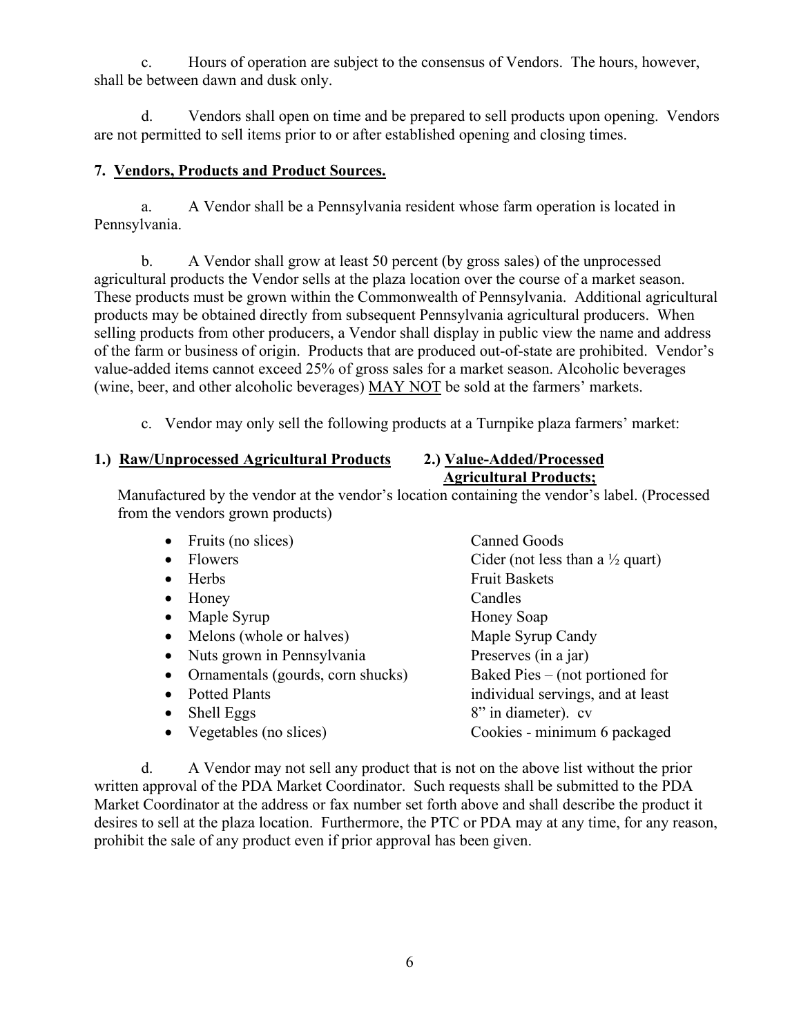c. Hours of operation are subject to the consensus of Vendors. The hours, however, shall be between dawn and dusk only.

d. Vendors shall open on time and be prepared to sell products upon opening. Vendors are not permitted to sell items prior to or after established opening and closing times.

**7. Vendors, Products and Product Sources.**

a. A Vendor shall be a Pennsylvania resident whose farm operation is located in Pennsylvania.

b. A Vendor shall grow at least 50 percent (by gross sales) of the unprocessed agricultural products the Vendor sells at the plaza location over the course of a market season. These products must be grown within the Commonwealth of Pennsylvania. Additional agricultural products may be obtained directly from subsequent Pennsylvania agricultural producers. When selling products from other producers, a Vendor shall display in public view the name and address of the farm or business of origin. Products that are produced out-of-state are prohibited. Vendor's value-added items cannot exceed 25% of gross sales for a market season. Alcoholic beverages (wine, beer, and other alcoholic beverages) MAY NOT be sold at the farmers' markets.

c. Vendor may only sell the following products at a Turnpike plaza farmers' market:

**1.) Raw/Unprocessed Agricultural Products**

- Fruits (no slices)
- Flowers
- Herbs
- Honey
- Maple Syrup
- Melons (whole or halves)
- Nuts grown in Pennsylvania
- Ornamentals (gourds, corn shucks)
- Potted Plants
- Shell Eggs
- Vegetables (no slices)

**2.) Value-Added/Processed Agricultural Products;**

Manufactured by the vendor at the vendor's location containing the vendor's label. (Processed from the vendors grown products)

Canned Goods
Cider (not less than a ½ quart)
Fruit Baskets
Candles
Honey Soap
Maple Syrup Candy
Preserves (in a jar)
Baked Pies – (not portioned for individual servings, and at least 8" in diameter). cv
Cookies - minimum 6 packaged

d. A Vendor may not sell any product that is not on the above list without the prior written approval of the PDA Market Coordinator. Such requests shall be submitted to the PDA Market Coordinator at the address or fax number set forth above and shall describe the product it desires to sell at the plaza location. Furthermore, the PTC or PDA may at any time, for any reason, prohibit the sale of any product even if prior approval has been given.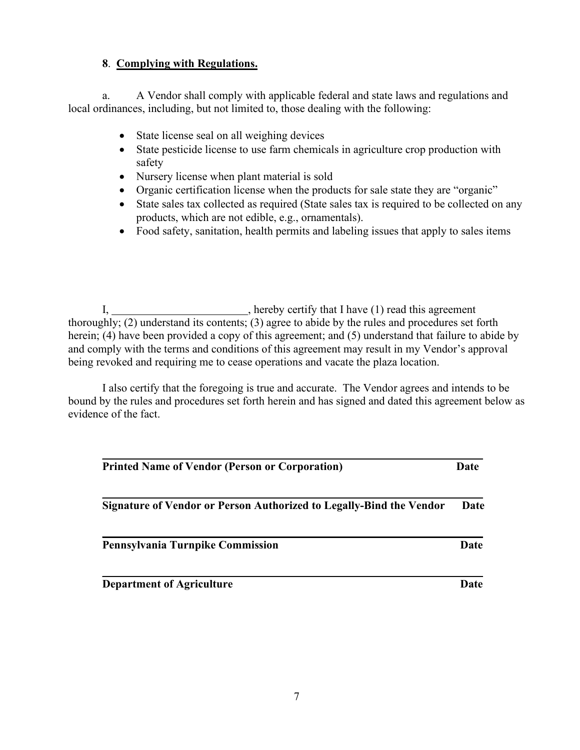**8**. **Complying with Regulations.**

a. A Vendor shall comply with applicable federal and state laws and regulations and local ordinances, including, but not limited to, those dealing with the following:

- State license seal on all weighing devices
- State pesticide license to use farm chemicals in agriculture crop production with safety
- Nursery license when plant material is sold
- Organic certification license when the products for sale state they are "organic"
- State sales tax collected as required (State sales tax is required to be collected on any products, which are not edible, e.g., ornamentals).
- Food safety, sanitation, health permits and labeling issues that apply to sales items

I, ________________________, hereby certify that I have (1) read this agreement thoroughly; (2) understand its contents; (3) agree to abide by the rules and procedures set forth herein; (4) have been provided a copy of this agreement; and (5) understand that failure to abide by and comply with the terms and conditions of this agreement may result in my Vendor's approval being revoked and requiring me to cease operations and vacate the plaza location.

I also certify that the foregoing is true and accurate. The Vendor agrees and intends to be bound by the rules and procedures set forth herein and has signed and dated this agreement below as evidence of the fact.

______________________________________________________________

**Printed Name of Vendor (Person or Corporation)** **Date**

______________________________________________________________

**Signature of Vendor or Person Authorized to Legally-Bind the Vendor** **Date**

______________________________________________________________

**Pennsylvania Turnpike Commission** **Date**

______________________________________________________________

**Department of Agriculture** **Date**